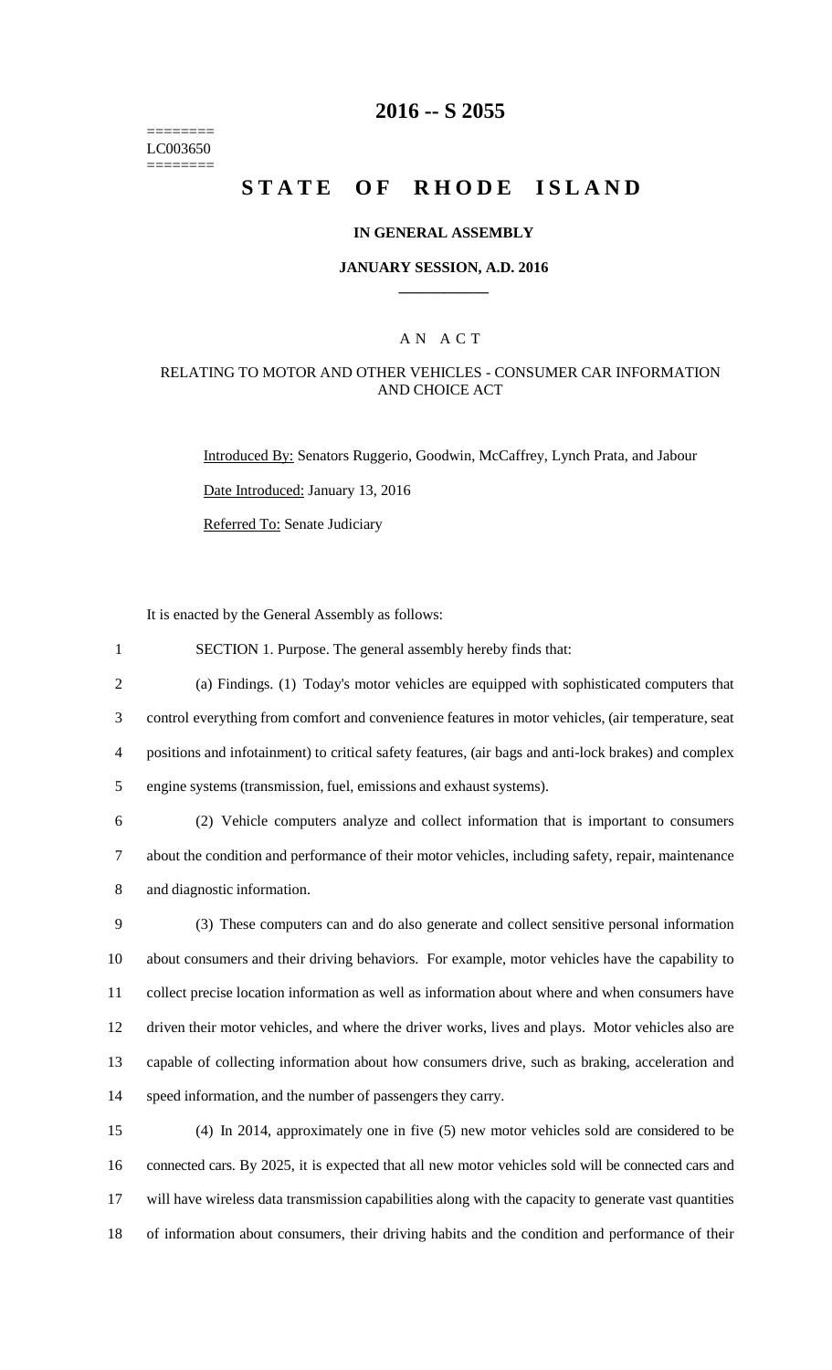========
LC003650
========

# 2016 -- S 2055

# STATE OF RHODE ISLAND

## IN GENERAL ASSEMBLY

## JANUARY SESSION, A.D. 2016

---

### A N A C T

### RELATING TO MOTOR AND OTHER VEHICLES - CONSUMER CAR INFORMATION AND CHOICE ACT

Introduced By: Senators Ruggerio, Goodwin, McCaffrey, Lynch Prata, and Jabour

Date Introduced: January 13, 2016

Referred To: Senate Judiciary

It is enacted by the General Assembly as follows:

1 SECTION 1. Purpose. The general assembly hereby finds that:

2 (a) Findings. (1) Today's motor vehicles are equipped with sophisticated computers that
3 control everything from comfort and convenience features in motor vehicles, (air temperature, seat
4 positions and infotainment) to critical safety features, (air bags and anti-lock brakes) and complex
5 engine systems (transmission, fuel, emissions and exhaust systems).

6 (2) Vehicle computers analyze and collect information that is important to consumers
7 about the condition and performance of their motor vehicles, including safety, repair, maintenance
8 and diagnostic information.

9 (3) These computers can and do also generate and collect sensitive personal information
10 about consumers and their driving behaviors. For example, motor vehicles have the capability to
11 collect precise location information as well as information about where and when consumers have
12 driven their motor vehicles, and where the driver works, lives and plays. Motor vehicles also are
13 capable of collecting information about how consumers drive, such as braking, acceleration and
14 speed information, and the number of passengers they carry.

15 (4) In 2014, approximately one in five (5) new motor vehicles sold are considered to be
16 connected cars. By 2025, it is expected that all new motor vehicles sold will be connected cars and
17 will have wireless data transmission capabilities along with the capacity to generate vast quantities
18 of information about consumers, their driving habits and the condition and performance of their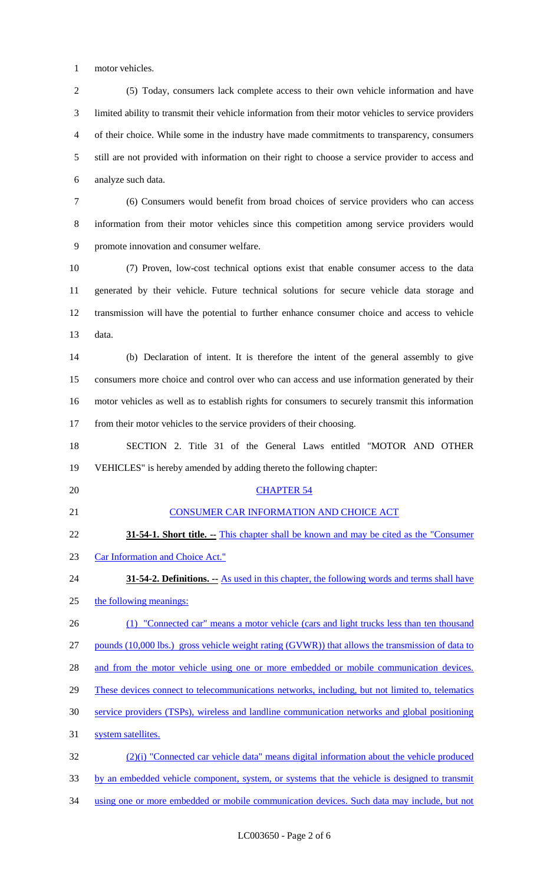motor vehicles.

(5) Today, consumers lack complete access to their own vehicle information and have limited ability to transmit their vehicle information from their motor vehicles to service providers of their choice. While some in the industry have made commitments to transparency, consumers still are not provided with information on their right to choose a service provider to access and analyze such data.

(6) Consumers would benefit from broad choices of service providers who can access information from their motor vehicles since this competition among service providers would promote innovation and consumer welfare.

(7) Proven, low-cost technical options exist that enable consumer access to the data generated by their vehicle. Future technical solutions for secure vehicle data storage and transmission will have the potential to further enhance consumer choice and access to vehicle data.

(b) Declaration of intent. It is therefore the intent of the general assembly to give consumers more choice and control over who can access and use information generated by their motor vehicles as well as to establish rights for consumers to securely transmit this information from their motor vehicles to the service providers of their choosing.

SECTION 2. Title 31 of the General Laws entitled "MOTOR AND OTHER VEHICLES" is hereby amended by adding thereto the following chapter:

CHAPTER 54

CONSUMER CAR INFORMATION AND CHOICE ACT

**31-54-1. Short title. --** This chapter shall be known and may be cited as the "Consumer Car Information and Choice Act."

**31-54-2. Definitions. --** As used in this chapter, the following words and terms shall have the following meanings:

(1) "Connected car" means a motor vehicle (cars and light trucks less than ten thousand pounds (10,000 lbs.) gross vehicle weight rating (GVWR)) that allows the transmission of data to and from the motor vehicle using one or more embedded or mobile communication devices. These devices connect to telecommunications networks, including, but not limited to, telematics service providers (TSPs), wireless and landline communication networks and global positioning system satellites.

(2)(i) "Connected car vehicle data" means digital information about the vehicle produced by an embedded vehicle component, system, or systems that the vehicle is designed to transmit using one or more embedded or mobile communication devices. Such data may include, but not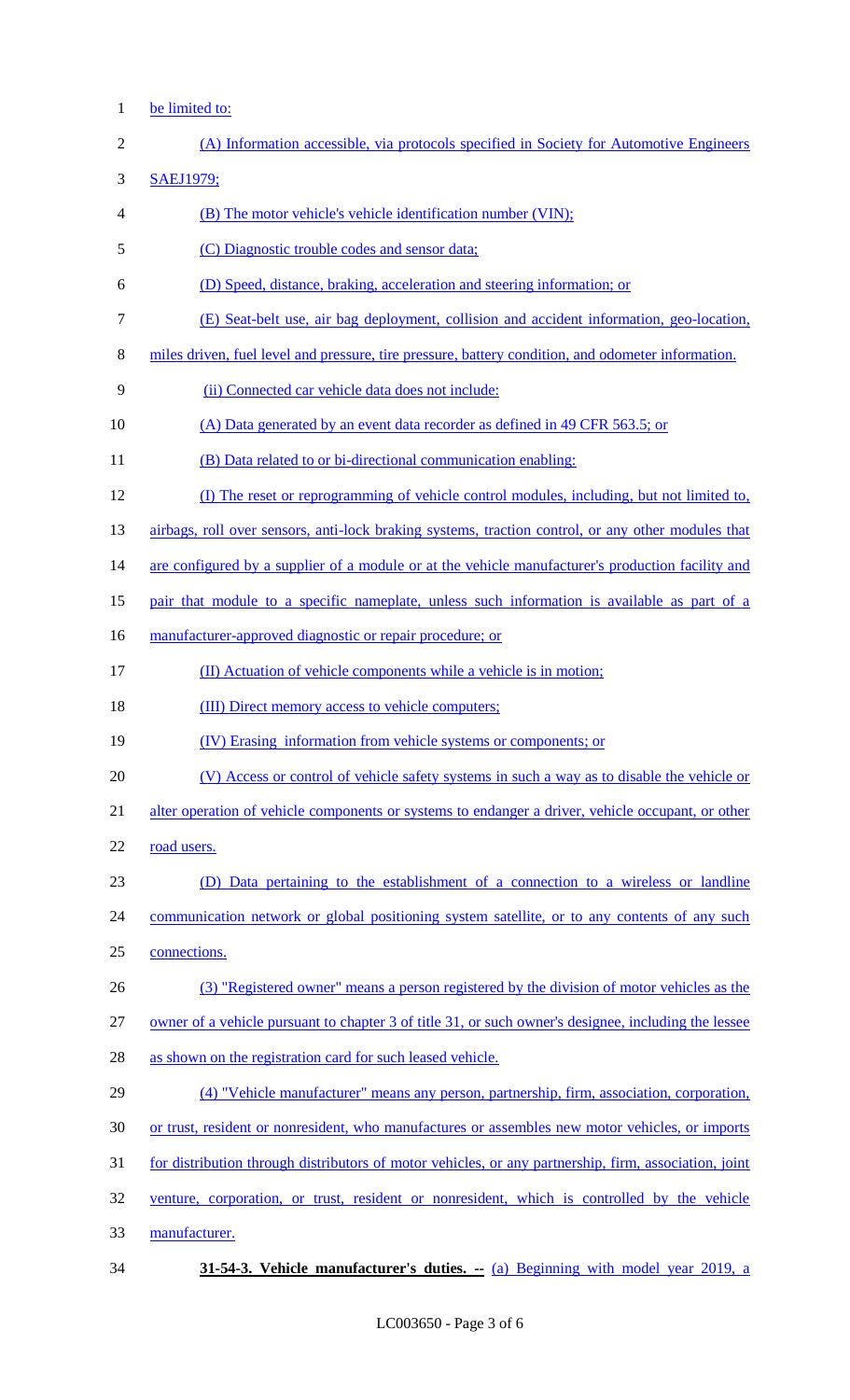be limited to:

(A) Information accessible, via protocols specified in Society for Automotive Engineers SAEJ1979;

(B) The motor vehicle's vehicle identification number (VIN);

(C) Diagnostic trouble codes and sensor data;

(D) Speed, distance, braking, acceleration and steering information; or

(E) Seat-belt use, air bag deployment, collision and accident information, geo-location, miles driven, fuel level and pressure, tire pressure, battery condition, and odometer information.

(ii) Connected car vehicle data does not include:

(A) Data generated by an event data recorder as defined in 49 CFR 563.5; or

(B) Data related to or bi-directional communication enabling:

(I) The reset or reprogramming of vehicle control modules, including, but not limited to, airbags, roll over sensors, anti-lock braking systems, traction control, or any other modules that are configured by a supplier of a module or at the vehicle manufacturer's production facility and pair that module to a specific nameplate, unless such information is available as part of a manufacturer-approved diagnostic or repair procedure; or

(II) Actuation of vehicle components while a vehicle is in motion;

(III) Direct memory access to vehicle computers;

(IV) Erasing information from vehicle systems or components; or

(V) Access or control of vehicle safety systems in such a way as to disable the vehicle or alter operation of vehicle components or systems to endanger a driver, vehicle occupant, or other road users.

(D) Data pertaining to the establishment of a connection to a wireless or landline communication network or global positioning system satellite, or to any contents of any such connections.

(3) "Registered owner" means a person registered by the division of motor vehicles as the owner of a vehicle pursuant to chapter 3 of title 31, or such owner's designee, including the lessee as shown on the registration card for such leased vehicle.

(4) "Vehicle manufacturer" means any person, partnership, firm, association, corporation, or trust, resident or nonresident, who manufactures or assembles new motor vehicles, or imports for distribution through distributors of motor vehicles, or any partnership, firm, association, joint venture, corporation, or trust, resident or nonresident, which is controlled by the vehicle manufacturer.

**31-54-3. Vehicle manufacturer's duties. --** (a) Beginning with model year 2019, a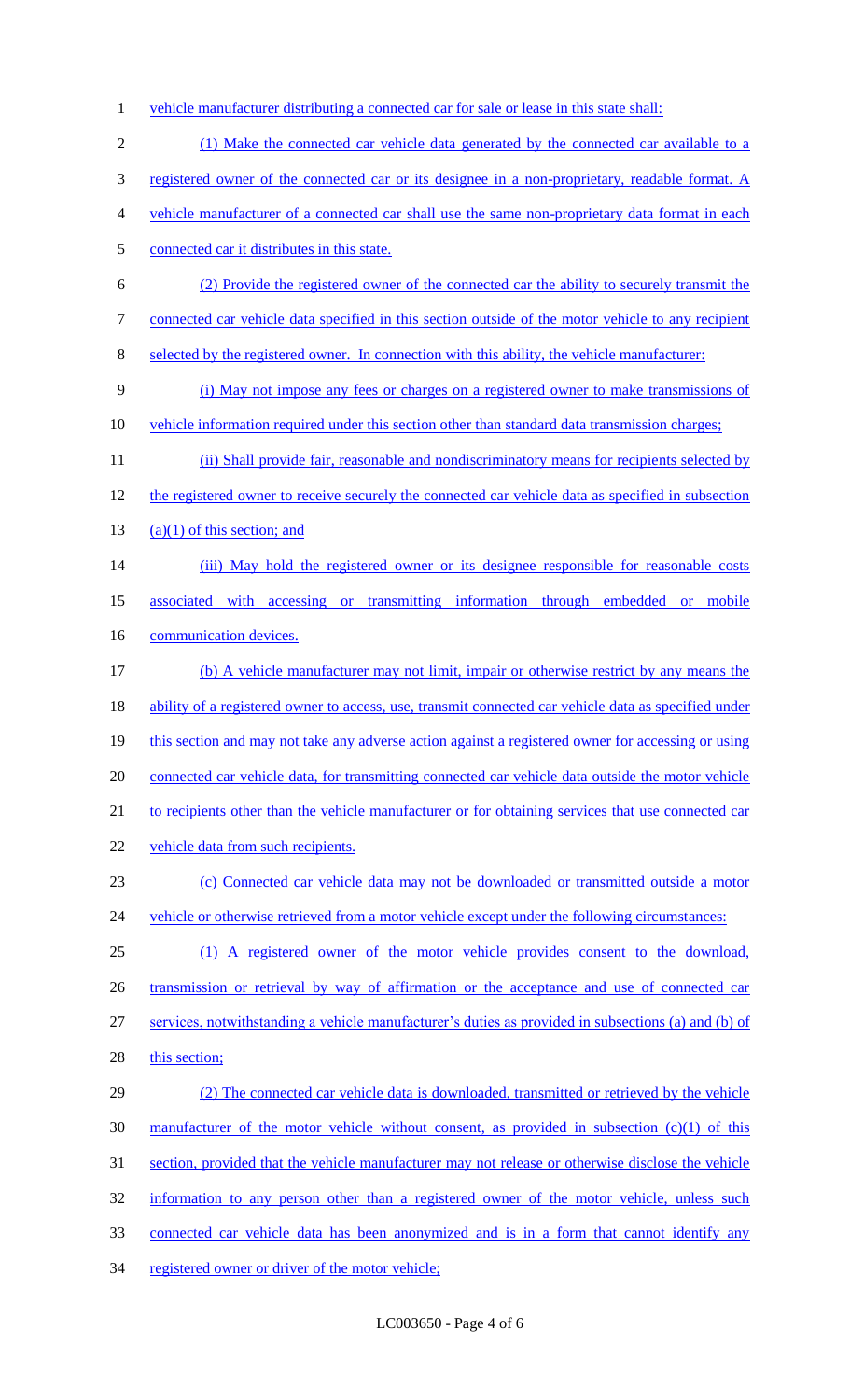vehicle manufacturer distributing a connected car for sale or lease in this state shall:

(1) Make the connected car vehicle data generated by the connected car available to a registered owner of the connected car or its designee in a non-proprietary, readable format. A vehicle manufacturer of a connected car shall use the same non-proprietary data format in each connected car it distributes in this state.

(2) Provide the registered owner of the connected car the ability to securely transmit the connected car vehicle data specified in this section outside of the motor vehicle to any recipient selected by the registered owner. In connection with this ability, the vehicle manufacturer:

(i) May not impose any fees or charges on a registered owner to make transmissions of vehicle information required under this section other than standard data transmission charges;

(ii) Shall provide fair, reasonable and nondiscriminatory means for recipients selected by the registered owner to receive securely the connected car vehicle data as specified in subsection (a)(1) of this section; and

(iii) May hold the registered owner or its designee responsible for reasonable costs associated with accessing or transmitting information through embedded or mobile communication devices.

(b) A vehicle manufacturer may not limit, impair or otherwise restrict by any means the ability of a registered owner to access, use, transmit connected car vehicle data as specified under this section and may not take any adverse action against a registered owner for accessing or using connected car vehicle data, for transmitting connected car vehicle data outside the motor vehicle to recipients other than the vehicle manufacturer or for obtaining services that use connected car vehicle data from such recipients.

(c) Connected car vehicle data may not be downloaded or transmitted outside a motor vehicle or otherwise retrieved from a motor vehicle except under the following circumstances:

(1) A registered owner of the motor vehicle provides consent to the download, transmission or retrieval by way of affirmation or the acceptance and use of connected car services, notwithstanding a vehicle manufacturer's duties as provided in subsections (a) and (b) of this section;

(2) The connected car vehicle data is downloaded, transmitted or retrieved by the vehicle manufacturer of the motor vehicle without consent, as provided in subsection (c)(1) of this section, provided that the vehicle manufacturer may not release or otherwise disclose the vehicle information to any person other than a registered owner of the motor vehicle, unless such connected car vehicle data has been anonymized and is in a form that cannot identify any registered owner or driver of the motor vehicle;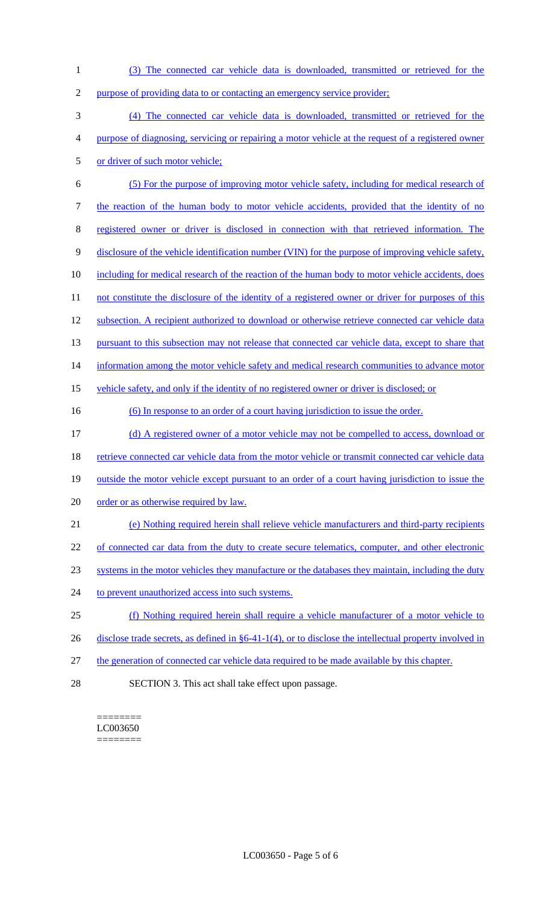(3) The connected car vehicle data is downloaded, transmitted or retrieved for the purpose of providing data to or contacting an emergency service provider;

(4) The connected car vehicle data is downloaded, transmitted or retrieved for the purpose of diagnosing, servicing or repairing a motor vehicle at the request of a registered owner or driver of such motor vehicle;

(5) For the purpose of improving motor vehicle safety, including for medical research of the reaction of the human body to motor vehicle accidents, provided that the identity of no registered owner or driver is disclosed in connection with that retrieved information. The disclosure of the vehicle identification number (VIN) for the purpose of improving vehicle safety, including for medical research of the reaction of the human body to motor vehicle accidents, does not constitute the disclosure of the identity of a registered owner or driver for purposes of this subsection. A recipient authorized to download or otherwise retrieve connected car vehicle data pursuant to this subsection may not release that connected car vehicle data, except to share that information among the motor vehicle safety and medical research communities to advance motor vehicle safety, and only if the identity of no registered owner or driver is disclosed; or

(6) In response to an order of a court having jurisdiction to issue the order.

(d) A registered owner of a motor vehicle may not be compelled to access, download or retrieve connected car vehicle data from the motor vehicle or transmit connected car vehicle data outside the motor vehicle except pursuant to an order of a court having jurisdiction to issue the order or as otherwise required by law.

(e) Nothing required herein shall relieve vehicle manufacturers and third-party recipients of connected car data from the duty to create secure telematics, computer, and other electronic systems in the motor vehicles they manufacture or the databases they maintain, including the duty to prevent unauthorized access into such systems.

(f) Nothing required herein shall require a vehicle manufacturer of a motor vehicle to disclose trade secrets, as defined in §6-41-1(4), or to disclose the intellectual property involved in the generation of connected car vehicle data required to be made available by this chapter.

SECTION 3. This act shall take effect upon passage.

========
LC003650
========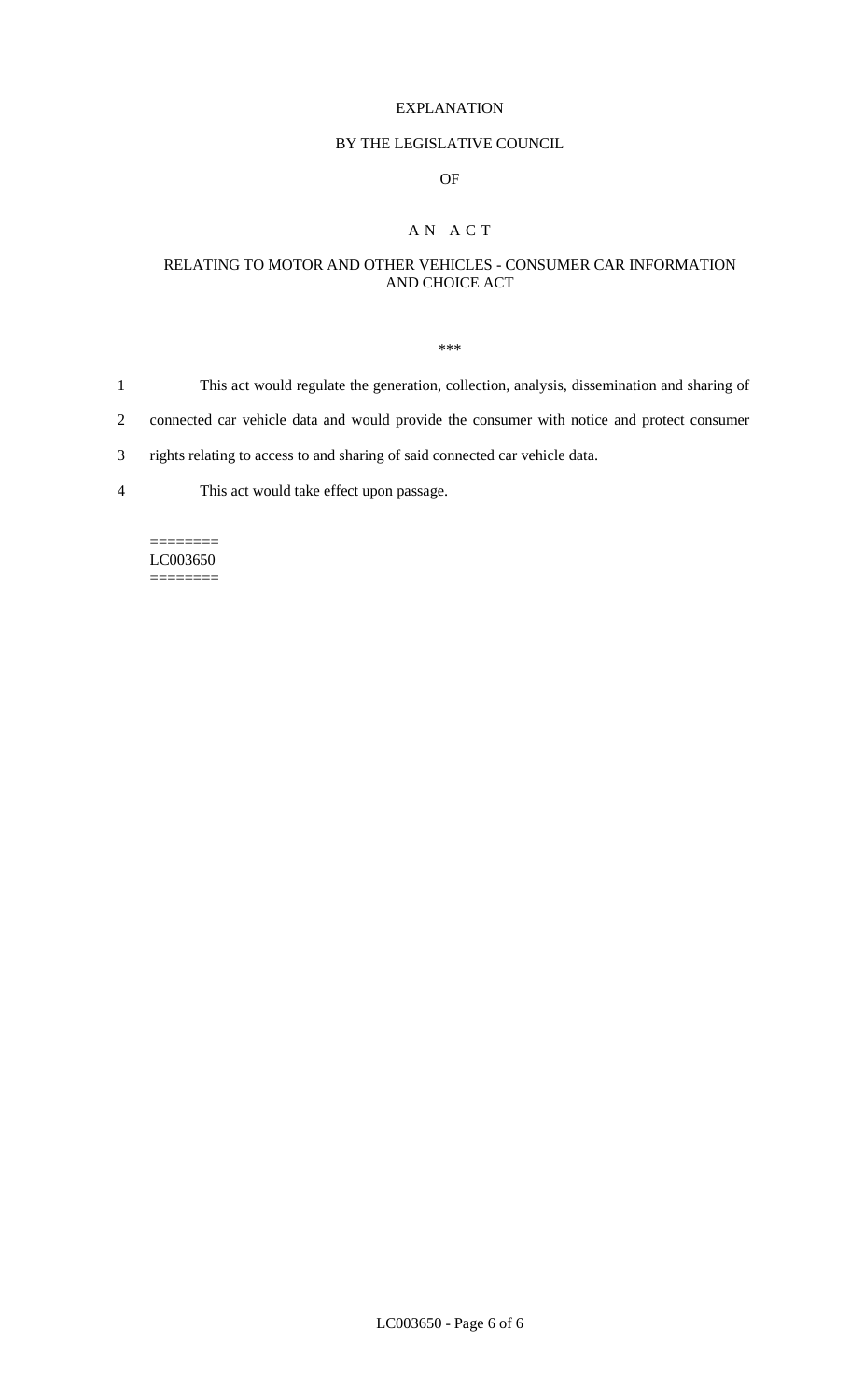EXPLANATION

BY THE LEGISLATIVE COUNCIL

OF

A N A C T

RELATING TO MOTOR AND OTHER VEHICLES - CONSUMER CAR INFORMATION AND CHOICE ACT

\*\*\*

1 This act would regulate the generation, collection, analysis, dissemination and sharing of
2 connected car vehicle data and would provide the consumer with notice and protect consumer
3 rights relating to access to and sharing of said connected car vehicle data.
4 This act would take effect upon passage.

========
LC003650
========